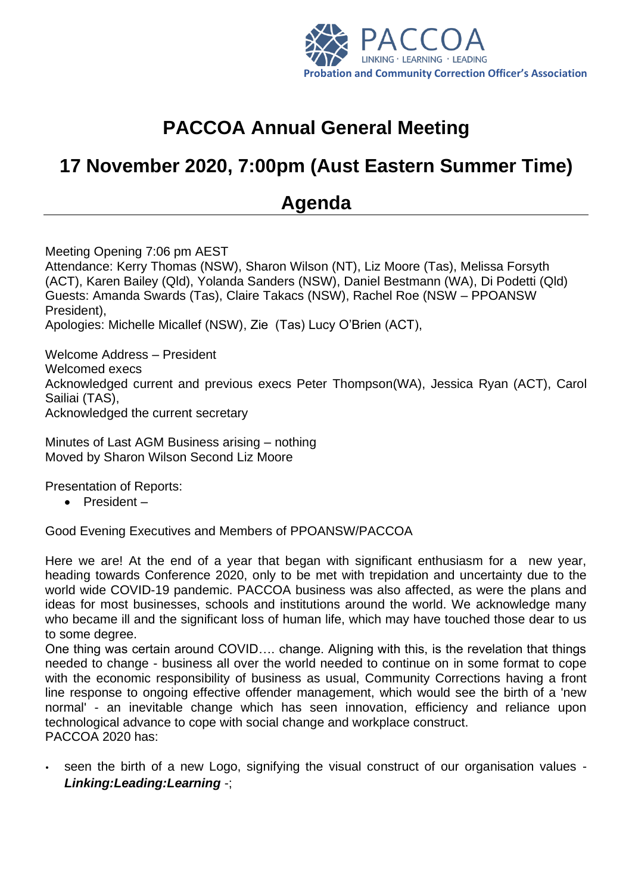PACCOA
LINKING · LEARNING · LEADING
**Probation and Community Correction Officer's Association**

# PACCOA Annual General Meeting

## 17 November 2020, 7:00pm (Aust Eastern Summer Time)

## Agenda

Meeting Opening 7:06 pm AEST
Attendance: Kerry Thomas (NSW), Sharon Wilson (NT), Liz Moore (Tas), Melissa Forsyth (ACT), Karen Bailey (Qld), Yolanda Sanders (NSW), Daniel Bestmann (WA), Di Podetti (Qld)
Guests: Amanda Swards (Tas), Claire Takacs (NSW), Rachel Roe (NSW – PPOANSW President),
Apologies: Michelle Micallef (NSW), Zie (Tas) Lucy O'Brien (ACT),

Welcome Address – President
Welcomed execs
Acknowledged current and previous execs Peter Thompson(WA), Jessica Ryan (ACT), Carol Sailiai (TAS),
Acknowledged the current secretary

Minutes of Last AGM Business arising – nothing
Moved by Sharon Wilson Second Liz Moore

Presentation of Reports:

- President –

Good Evening Executives and Members of PPOANSW/PACCOA

Here we are! At the end of a year that began with significant enthusiasm for a new year, heading towards Conference 2020, only to be met with trepidation and uncertainty due to the world wide COVID-19 pandemic. PACCOA business was also affected, as were the plans and ideas for most businesses, schools and institutions around the world. We acknowledge many who became ill and the significant loss of human life, which may have touched those dear to us to some degree.
One thing was certain around COVID…. change. Aligning with this, is the revelation that things needed to change - business all over the world needed to continue on in some format to cope with the economic responsibility of business as usual, Community Corrections having a front line response to ongoing effective offender management, which would see the birth of a 'new normal' - an inevitable change which has seen innovation, efficiency and reliance upon technological advance to cope with social change and workplace construct.
PACCOA 2020 has:

- seen the birth of a new Logo, signifying the visual construct of our organisation values - ***Linking:Leading:Learning*** -;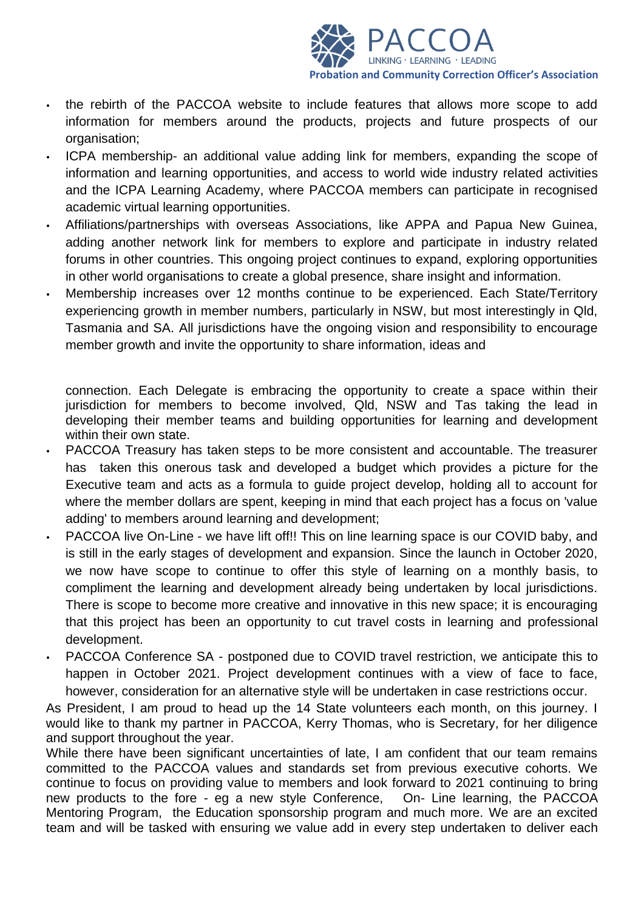- the rebirth of the PACCOA website to include features that allows more scope to add information for members around the products, projects and future prospects of our organisation;
- ICPA membership- an additional value adding link for members, expanding the scope of information and learning opportunities, and access to world wide industry related activities and the ICPA Learning Academy, where PACCOA members can participate in recognised academic virtual learning opportunities.
- Affiliations/partnerships with overseas Associations, like APPA and Papua New Guinea, adding another network link for members to explore and participate in industry related forums in other countries. This ongoing project continues to expand, exploring opportunities in other world organisations to create a global presence, share insight and information.
- Membership increases over 12 months continue to be experienced. Each State/Territory experiencing growth in member numbers, particularly in NSW, but most interestingly in Qld, Tasmania and SA. All jurisdictions have the ongoing vision and responsibility to encourage member growth and invite the opportunity to share information, ideas and connection. Each Delegate is embracing the opportunity to create a space within their jurisdiction for members to become involved, Qld, NSW and Tas taking the lead in developing their member teams and building opportunities for learning and development within their own state.
- PACCOA Treasury has taken steps to be more consistent and accountable. The treasurer has taken this onerous task and developed a budget which provides a picture for the Executive team and acts as a formula to guide project develop, holding all to account for where the member dollars are spent, keeping in mind that each project has a focus on 'value adding' to members around learning and development;
- PACCOA live On-Line - we have lift off!! This on line learning space is our COVID baby, and is still in the early stages of development and expansion. Since the launch in October 2020, we now have scope to continue to offer this style of learning on a monthly basis, to compliment the learning and development already being undertaken by local jurisdictions. There is scope to become more creative and innovative in this new space; it is encouraging that this project has been an opportunity to cut travel costs in learning and professional development.
- PACCOA Conference SA - postponed due to COVID travel restriction, we anticipate this to happen in October 2021. Project development continues with a view of face to face, however, consideration for an alternative style will be undertaken in case restrictions occur.

As President, I am proud to head up the 14 State volunteers each month, on this journey. I would like to thank my partner in PACCOA, Kerry Thomas, who is Secretary, for her diligence and support throughout the year.

While there have been significant uncertainties of late, I am confident that our team remains committed to the PACCOA values and standards set from previous executive cohorts. We continue to focus on providing value to members and look forward to 2021 continuing to bring new products to the fore - eg a new style Conference, On- Line learning, the PACCOA Mentoring Program, the Education sponsorship program and much more. We are an excited team and will be tasked with ensuring we value add in every step undertaken to deliver each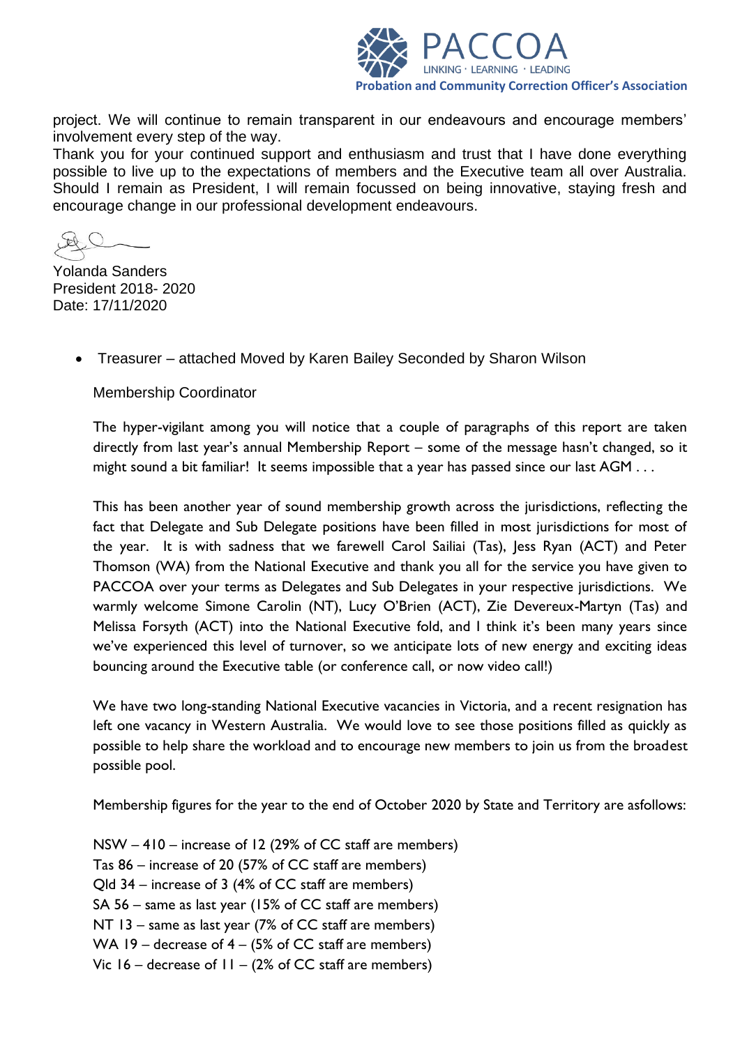project. We will continue to remain transparent in our endeavours and encourage members' involvement every step of the way.
Thank you for your continued support and enthusiasm and trust that I have done everything possible to live up to the expectations of members and the Executive team all over Australia. Should I remain as President, I will remain focussed on being innovative, staying fresh and encourage change in our professional development endeavours.

Yolanda Sanders
President 2018- 2020
Date: 17/11/2020

- Treasurer – attached Moved by Karen Bailey Seconded by Sharon Wilson

Membership Coordinator

The hyper-vigilant among you will notice that a couple of paragraphs of this report are taken directly from last year's annual Membership Report – some of the message hasn't changed, so it might sound a bit familiar! It seems impossible that a year has passed since our last AGM . . .

This has been another year of sound membership growth across the jurisdictions, reflecting the fact that Delegate and Sub Delegate positions have been filled in most jurisdictions for most of the year. It is with sadness that we farewell Carol Sailiai (Tas), Jess Ryan (ACT) and Peter Thomson (WA) from the National Executive and thank you all for the service you have given to PACCOA over your terms as Delegates and Sub Delegates in your respective jurisdictions. We warmly welcome Simone Carolin (NT), Lucy O'Brien (ACT), Zie Devereux-Martyn (Tas) and Melissa Forsyth (ACT) into the National Executive fold, and I think it's been many years since we've experienced this level of turnover, so we anticipate lots of new energy and exciting ideas bouncing around the Executive table (or conference call, or now video call!)

We have two long-standing National Executive vacancies in Victoria, and a recent resignation has left one vacancy in Western Australia. We would love to see those positions filled as quickly as possible to help share the workload and to encourage new members to join us from the broadest possible pool.

Membership figures for the year to the end of October 2020 by State and Territory are asfollows:

NSW – 410 – increase of 12 (29% of CC staff are members)
Tas 86 – increase of 20 (57% of CC staff are members)
Qld 34 – increase of 3 (4% of CC staff are members)
SA 56 – same as last year (15% of CC staff are members)
NT 13 – same as last year (7% of CC staff are members)
WA 19 – decrease of 4 – (5% of CC staff are members)
Vic 16 – decrease of 11 – (2% of CC staff are members)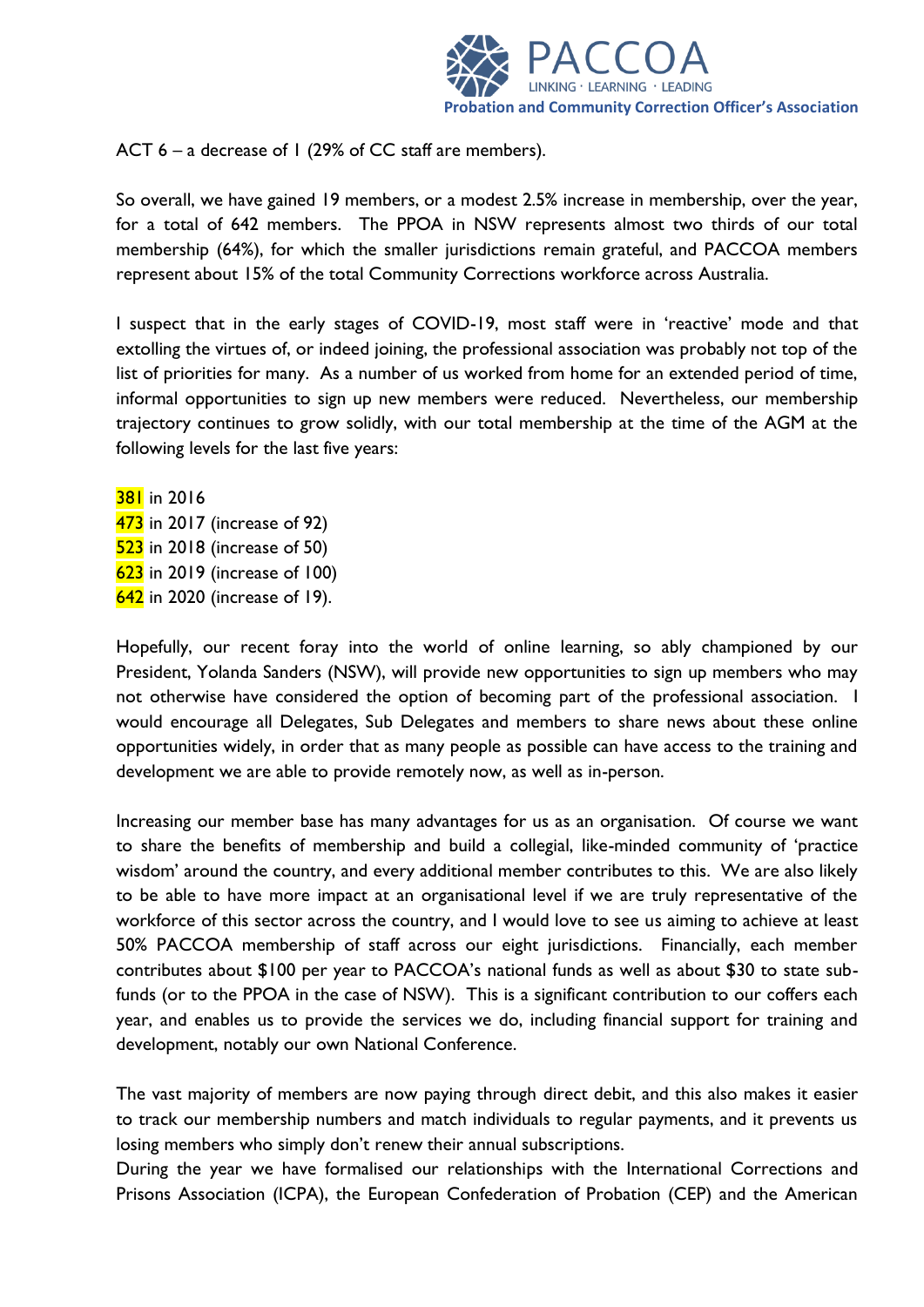ACT 6 – a decrease of 1 (29% of CC staff are members).

So overall, we have gained 19 members, or a modest 2.5% increase in membership, over the year, for a total of 642 members. The PPOA in NSW represents almost two thirds of our total membership (64%), for which the smaller jurisdictions remain grateful, and PACCOA members represent about 15% of the total Community Corrections workforce across Australia.

I suspect that in the early stages of COVID-19, most staff were in 'reactive' mode and that extolling the virtues of, or indeed joining, the professional association was probably not top of the list of priorities for many. As a number of us worked from home for an extended period of time, informal opportunities to sign up new members were reduced. Nevertheless, our membership trajectory continues to grow solidly, with our total membership at the time of the AGM at the following levels for the last five years:

381 in 2016
473 in 2017 (increase of 92)
523 in 2018 (increase of 50)
623 in 2019 (increase of 100)
642 in 2020 (increase of 19).

Hopefully, our recent foray into the world of online learning, so ably championed by our President, Yolanda Sanders (NSW), will provide new opportunities to sign up members who may not otherwise have considered the option of becoming part of the professional association. I would encourage all Delegates, Sub Delegates and members to share news about these online opportunities widely, in order that as many people as possible can have access to the training and development we are able to provide remotely now, as well as in-person.

Increasing our member base has many advantages for us as an organisation. Of course we want to share the benefits of membership and build a collegial, like-minded community of 'practice wisdom' around the country, and every additional member contributes to this. We are also likely to be able to have more impact at an organisational level if we are truly representative of the workforce of this sector across the country, and I would love to see us aiming to achieve at least 50% PACCOA membership of staff across our eight jurisdictions. Financially, each member contributes about $100 per year to PACCOA's national funds as well as about $30 to state sub-funds (or to the PPOA in the case of NSW). This is a significant contribution to our coffers each year, and enables us to provide the services we do, including financial support for training and development, notably our own National Conference.

The vast majority of members are now paying through direct debit, and this also makes it easier to track our membership numbers and match individuals to regular payments, and it prevents us losing members who simply don't renew their annual subscriptions.

During the year we have formalised our relationships with the International Corrections and Prisons Association (ICPA), the European Confederation of Probation (CEP) and the American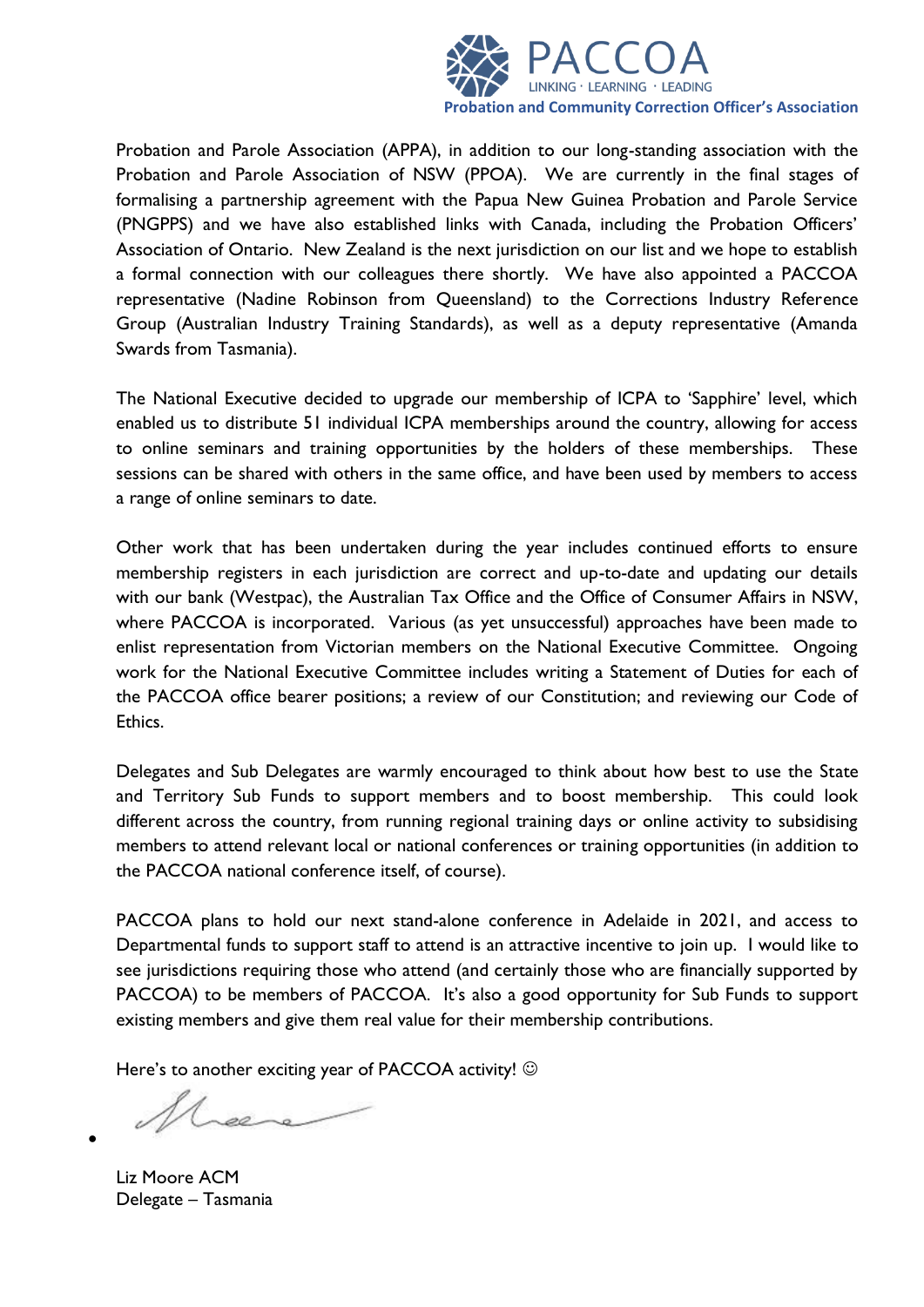Probation and Parole Association (APPA), in addition to our long-standing association with the Probation and Parole Association of NSW (PPOA). We are currently in the final stages of formalising a partnership agreement with the Papua New Guinea Probation and Parole Service (PNGPPS) and we have also established links with Canada, including the Probation Officers' Association of Ontario. New Zealand is the next jurisdiction on our list and we hope to establish a formal connection with our colleagues there shortly. We have also appointed a PACCOA representative (Nadine Robinson from Queensland) to the Corrections Industry Reference Group (Australian Industry Training Standards), as well as a deputy representative (Amanda Swards from Tasmania).

The National Executive decided to upgrade our membership of ICPA to 'Sapphire' level, which enabled us to distribute 51 individual ICPA memberships around the country, allowing for access to online seminars and training opportunities by the holders of these memberships. These sessions can be shared with others in the same office, and have been used by members to access a range of online seminars to date.

Other work that has been undertaken during the year includes continued efforts to ensure membership registers in each jurisdiction are correct and up-to-date and updating our details with our bank (Westpac), the Australian Tax Office and the Office of Consumer Affairs in NSW, where PACCOA is incorporated. Various (as yet unsuccessful) approaches have been made to enlist representation from Victorian members on the National Executive Committee. Ongoing work for the National Executive Committee includes writing a Statement of Duties for each of the PACCOA office bearer positions; a review of our Constitution; and reviewing our Code of Ethics.

Delegates and Sub Delegates are warmly encouraged to think about how best to use the State and Territory Sub Funds to support members and to boost membership. This could look different across the country, from running regional training days or online activity to subsidising members to attend relevant local or national conferences or training opportunities (in addition to the PACCOA national conference itself, of course).

PACCOA plans to hold our next stand-alone conference in Adelaide in 2021, and access to Departmental funds to support staff to attend is an attractive incentive to join up. I would like to see jurisdictions requiring those who attend (and certainly those who are financially supported by PACCOA) to be members of PACCOA. It's also a good opportunity for Sub Funds to support existing members and give them real value for their membership contributions.

Here's to another exciting year of PACCOA activity! ☺

Liz Moore ACM
Delegate – Tasmania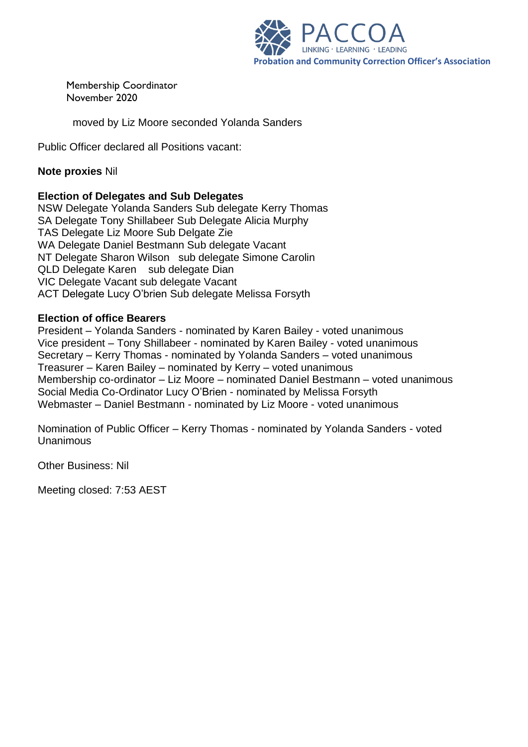PACCOA
LINKING · LEARNING · LEADING
Probation and Community Correction Officer's Association

Membership Coordinator
November 2020

moved by Liz Moore seconded Yolanda Sanders

Public Officer declared all Positions vacant:

**Note proxies** Nil

**Election of Delegates and Sub Delegates**
NSW Delegate Yolanda Sanders Sub delegate Kerry Thomas
SA Delegate Tony Shillabeer Sub Delegate Alicia Murphy
TAS Delegate Liz Moore Sub Delgate Zie
WA Delegate Daniel Bestmann Sub delegate Vacant
NT Delegate Sharon Wilson sub delegate Simone Carolin
QLD Delegate Karen sub delegate Dian
VIC Delegate Vacant sub delegate Vacant
ACT Delegate Lucy O'brien Sub delegate Melissa Forsyth

**Election of office Bearers**
President – Yolanda Sanders - nominated by Karen Bailey - voted unanimous
Vice president – Tony Shillabeer - nominated by Karen Bailey - voted unanimous
Secretary – Kerry Thomas - nominated by Yolanda Sanders – voted unanimous
Treasurer – Karen Bailey – nominated by Kerry – voted unanimous
Membership co-ordinator – Liz Moore – nominated Daniel Bestmann – voted unanimous
Social Media Co-Ordinator Lucy O'Brien - nominated by Melissa Forsyth
Webmaster – Daniel Bestmann - nominated by Liz Moore - voted unanimous

Nomination of Public Officer – Kerry Thomas - nominated by Yolanda Sanders - voted Unanimous

Other Business: Nil

Meeting closed: 7:53 AEST